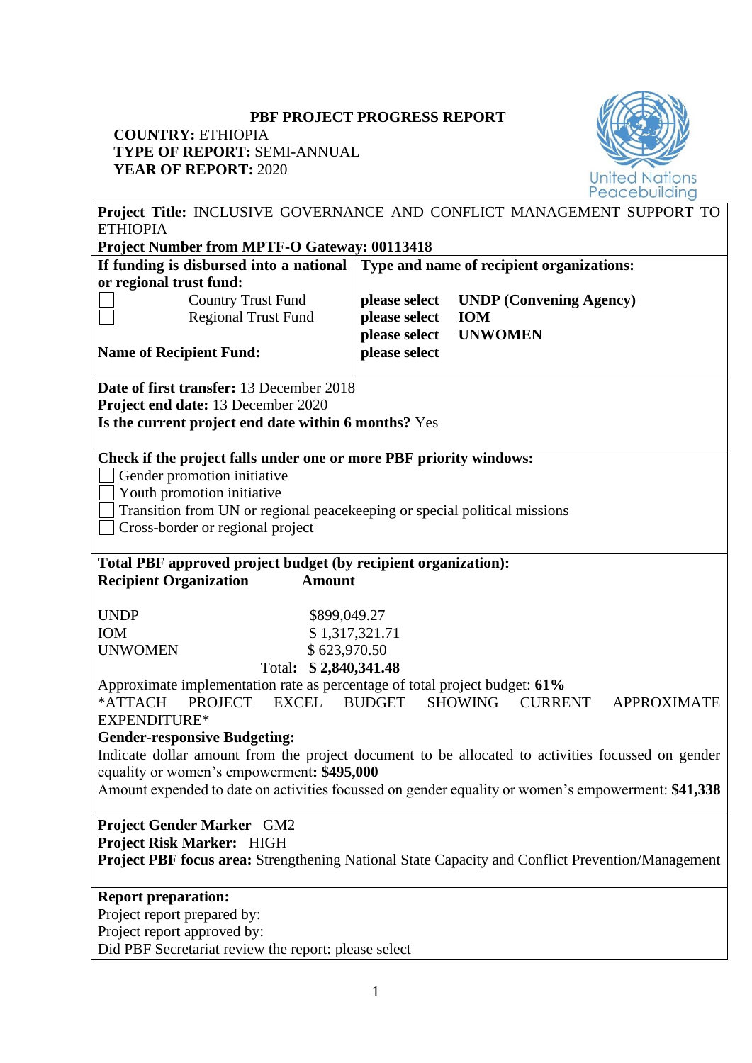# PBF PROJECT PROGRESS REPORT

**COUNTRY:** ETHIOPIA
**TYPE OF REPORT:** SEMI-ANNUAL
**YEAR OF REPORT:** 2020

**Project Title:** INCLUSIVE GOVERNANCE AND CONFLICT MANAGEMENT SUPPORT TO ETHIOPIA
**Project Number from MPTF-O Gateway: 00113418**

| **If funding is disbursed into a national or regional trust fund:** | **Type and name of recipient organizations:** |
|---|---|
| ☐ Country Trust Fund<br>☐ Regional Trust Fund<br><br>**Name of Recipient Fund:** | **please select** **UNDP (Convening Agency)**<br>**please select** **IOM**<br>**please select** **UNWOMEN**<br>**please select** |

**Date of first transfer:** 13 December 2018
**Project end date:** 13 December 2020
**Is the current project end date within 6 months?** Yes

**Check if the project falls under one or more PBF priority windows:**
- ☐ Gender promotion initiative
- ☐ Youth promotion initiative
- ☐ Transition from UN or regional peacekeeping or special political missions
- ☐ Cross-border or regional project

**Total PBF approved project budget (by recipient organization):**

| **Recipient Organization** | **Amount** |
|---|---|
| UNDP | $899,049.27 |
| IOM | $ 1,317,321.71 |
| UNWOMEN | $ 623,970.50 |
| Total: | **$ 2,840,341.48** |

Approximate implementation rate as percentage of total project budget: **61%**
*ATTACH PROJECT EXCEL BUDGET SHOWING CURRENT APPROXIMATE EXPENDITURE*

**Gender-responsive Budgeting:**
Indicate dollar amount from the project document to be allocated to activities focussed on gender equality or women's empowerment**: $495,000**
Amount expended to date on activities focussed on gender equality or women's empowerment: **$41,338**

**Project Gender Marker** GM2
**Project Risk Marker:** HIGH
**Project PBF focus area:** Strengthening National State Capacity and Conflict Prevention/Management

**Report preparation:**
Project report prepared by:
Project report approved by:
Did PBF Secretariat review the report: please select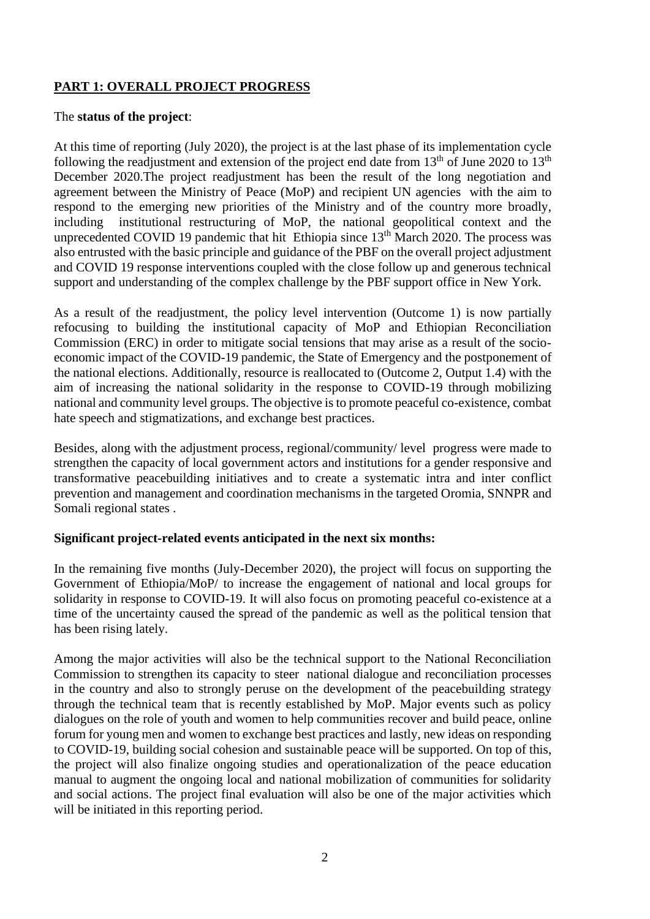## PART 1: OVERALL PROJECT PROGRESS

The **status of the project**:

At this time of reporting (July 2020), the project is at the last phase of its implementation cycle following the readjustment and extension of the project end date from 13th of June 2020 to 13th December 2020.The project readjustment has been the result of the long negotiation and agreement between the Ministry of Peace (MoP) and recipient UN agencies with the aim to respond to the emerging new priorities of the Ministry and of the country more broadly, including institutional restructuring of MoP, the national geopolitical context and the unprecedented COVID 19 pandemic that hit Ethiopia since 13th March 2020. The process was also entrusted with the basic principle and guidance of the PBF on the overall project adjustment and COVID 19 response interventions coupled with the close follow up and generous technical support and understanding of the complex challenge by the PBF support office in New York.

As a result of the readjustment, the policy level intervention (Outcome 1) is now partially refocusing to building the institutional capacity of MoP and Ethiopian Reconciliation Commission (ERC) in order to mitigate social tensions that may arise as a result of the socio-economic impact of the COVID-19 pandemic, the State of Emergency and the postponement of the national elections. Additionally, resource is reallocated to (Outcome 2, Output 1.4) with the aim of increasing the national solidarity in the response to COVID-19 through mobilizing national and community level groups. The objective is to promote peaceful co-existence, combat hate speech and stigmatizations, and exchange best practices.

Besides, along with the adjustment process, regional/community/ level progress were made to strengthen the capacity of local government actors and institutions for a gender responsive and transformative peacebuilding initiatives and to create a systematic intra and inter conflict prevention and management and coordination mechanisms in the targeted Oromia, SNNPR and Somali regional states .

**Significant project-related events anticipated in the next six months:**

In the remaining five months (July-December 2020), the project will focus on supporting the Government of Ethiopia/MoP/ to increase the engagement of national and local groups for solidarity in response to COVID-19. It will also focus on promoting peaceful co-existence at a time of the uncertainty caused the spread of the pandemic as well as the political tension that has been rising lately.

Among the major activities will also be the technical support to the National Reconciliation Commission to strengthen its capacity to steer national dialogue and reconciliation processes in the country and also to strongly peruse on the development of the peacebuilding strategy through the technical team that is recently established by MoP. Major events such as policy dialogues on the role of youth and women to help communities recover and build peace, online forum for young men and women to exchange best practices and lastly, new ideas on responding to COVID-19, building social cohesion and sustainable peace will be supported. On top of this, the project will also finalize ongoing studies and operationalization of the peace education manual to augment the ongoing local and national mobilization of communities for solidarity and social actions. The project final evaluation will also be one of the major activities which will be initiated in this reporting period.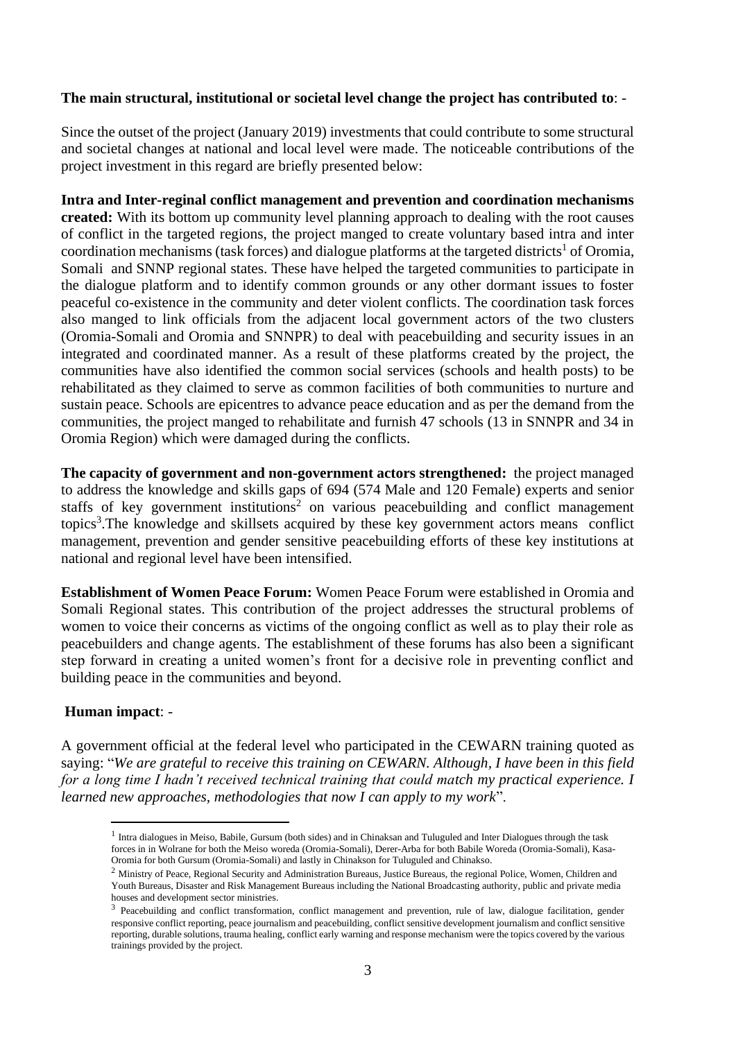**The main structural, institutional or societal level change the project has contributed to**: -

Since the outset of the project (January 2019) investments that could contribute to some structural and societal changes at national and local level were made. The noticeable contributions of the project investment in this regard are briefly presented below:

**Intra and Inter-reginal conflict management and prevention and coordination mechanisms created:** With its bottom up community level planning approach to dealing with the root causes of conflict in the targeted regions, the project manged to create voluntary based intra and inter coordination mechanisms (task forces) and dialogue platforms at the targeted districts[1] of Oromia, Somali and SNNP regional states. These have helped the targeted communities to participate in the dialogue platform and to identify common grounds or any other dormant issues to foster peaceful co-existence in the community and deter violent conflicts. The coordination task forces also manged to link officials from the adjacent local government actors of the two clusters (Oromia-Somali and Oromia and SNNPR) to deal with peacebuilding and security issues in an integrated and coordinated manner. As a result of these platforms created by the project, the communities have also identified the common social services (schools and health posts) to be rehabilitated as they claimed to serve as common facilities of both communities to nurture and sustain peace. Schools are epicentres to advance peace education and as per the demand from the communities, the project manged to rehabilitate and furnish 47 schools (13 in SNNPR and 34 in Oromia Region) which were damaged during the conflicts.

**The capacity of government and non-government actors strengthened:** the project managed to address the knowledge and skills gaps of 694 (574 Male and 120 Female) experts and senior staffs of key government institutions[2] on various peacebuilding and conflict management topics[3].The knowledge and skillsets acquired by these key government actors means conflict management, prevention and gender sensitive peacebuilding efforts of these key institutions at national and regional level have been intensified.

**Establishment of Women Peace Forum:** Women Peace Forum were established in Oromia and Somali Regional states. This contribution of the project addresses the structural problems of women to voice their concerns as victims of the ongoing conflict as well as to play their role as peacebuilders and change agents. The establishment of these forums has also been a significant step forward in creating a united women's front for a decisive role in preventing conflict and building peace in the communities and beyond.

**Human impact**: -

A government official at the federal level who participated in the CEWARN training quoted as saying: "*We are grateful to receive this training on CEWARN. Although, I have been in this field for a long time I hadn't received technical training that could match my practical experience. I learned new approaches, methodologies that now I can apply to my work*".

---

[1] Intra dialogues in Meiso, Babile, Gursum (both sides) and in Chinaksan and Tuluguled and Inter Dialogues through the task forces in in Wolrane for both the Meiso woreda (Oromia-Somali), Derer-Arba for both Babile Woreda (Oromia-Somali), Kasa-Oromia for both Gursum (Oromia-Somali) and lastly in Chinakson for Tuluguled and Chinakso.

[2] Ministry of Peace, Regional Security and Administration Bureaus, Justice Bureaus, the regional Police, Women, Children and Youth Bureaus, Disaster and Risk Management Bureaus including the National Broadcasting authority, public and private media houses and development sector ministries.

[3] Peacebuilding and conflict transformation, conflict management and prevention, rule of law, dialogue facilitation, gender responsive conflict reporting, peace journalism and peacebuilding, conflict sensitive development journalism and conflict sensitive reporting, durable solutions, trauma healing, conflict early warning and response mechanism were the topics covered by the various trainings provided by the project.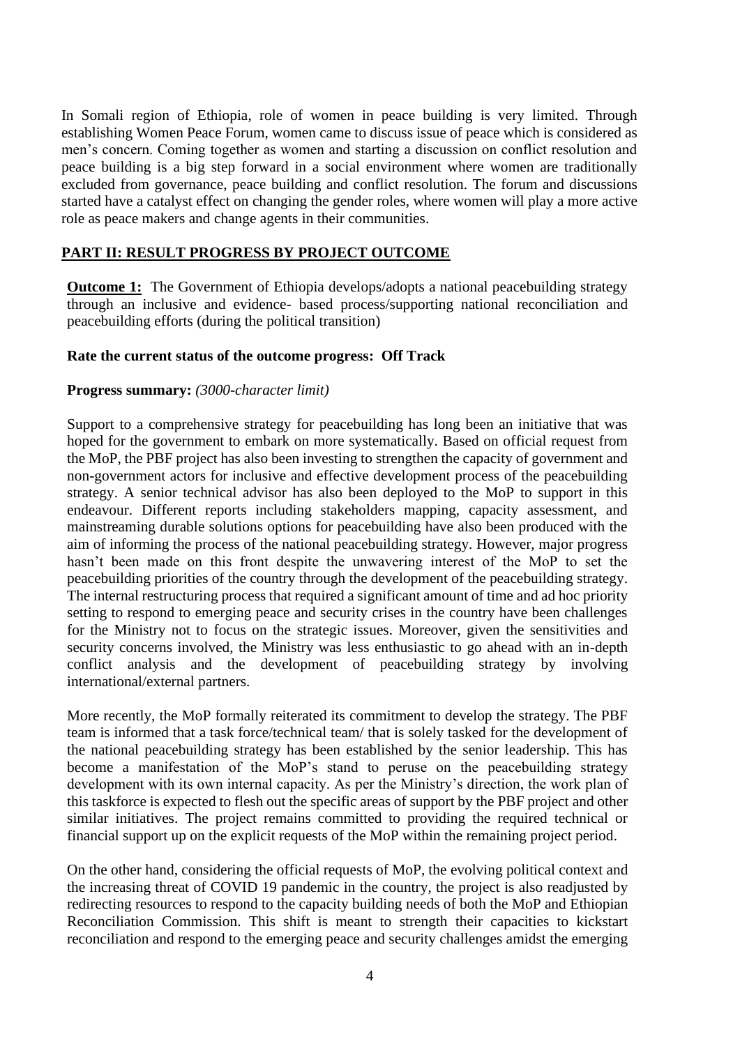In Somali region of Ethiopia, role of women in peace building is very limited. Through establishing Women Peace Forum, women came to discuss issue of peace which is considered as men's concern. Coming together as women and starting a discussion on conflict resolution and peace building is a big step forward in a social environment where women are traditionally excluded from governance, peace building and conflict resolution. The forum and discussions started have a catalyst effect on changing the gender roles, where women will play a more active role as peace makers and change agents in their communities.

## PART II: RESULT PROGRESS BY PROJECT OUTCOME

**Outcome 1:** The Government of Ethiopia develops/adopts a national peacebuilding strategy through an inclusive and evidence- based process/supporting national reconciliation and peacebuilding efforts (during the political transition)

**Rate the current status of the outcome progress: Off Track**

**Progress summary:** *(3000-character limit)*

Support to a comprehensive strategy for peacebuilding has long been an initiative that was hoped for the government to embark on more systematically. Based on official request from the MoP, the PBF project has also been investing to strengthen the capacity of government and non-government actors for inclusive and effective development process of the peacebuilding strategy. A senior technical advisor has also been deployed to the MoP to support in this endeavour. Different reports including stakeholders mapping, capacity assessment, and mainstreaming durable solutions options for peacebuilding have also been produced with the aim of informing the process of the national peacebuilding strategy. However, major progress hasn't been made on this front despite the unwavering interest of the MoP to set the peacebuilding priorities of the country through the development of the peacebuilding strategy. The internal restructuring process that required a significant amount of time and ad hoc priority setting to respond to emerging peace and security crises in the country have been challenges for the Ministry not to focus on the strategic issues. Moreover, given the sensitivities and security concerns involved, the Ministry was less enthusiastic to go ahead with an in-depth conflict analysis and the development of peacebuilding strategy by involving international/external partners.

More recently, the MoP formally reiterated its commitment to develop the strategy. The PBF team is informed that a task force/technical team/ that is solely tasked for the development of the national peacebuilding strategy has been established by the senior leadership. This has become a manifestation of the MoP's stand to peruse on the peacebuilding strategy development with its own internal capacity. As per the Ministry's direction, the work plan of this taskforce is expected to flesh out the specific areas of support by the PBF project and other similar initiatives. The project remains committed to providing the required technical or financial support up on the explicit requests of the MoP within the remaining project period.

On the other hand, considering the official requests of MoP, the evolving political context and the increasing threat of COVID 19 pandemic in the country, the project is also readjusted by redirecting resources to respond to the capacity building needs of both the MoP and Ethiopian Reconciliation Commission. This shift is meant to strength their capacities to kickstart reconciliation and respond to the emerging peace and security challenges amidst the emerging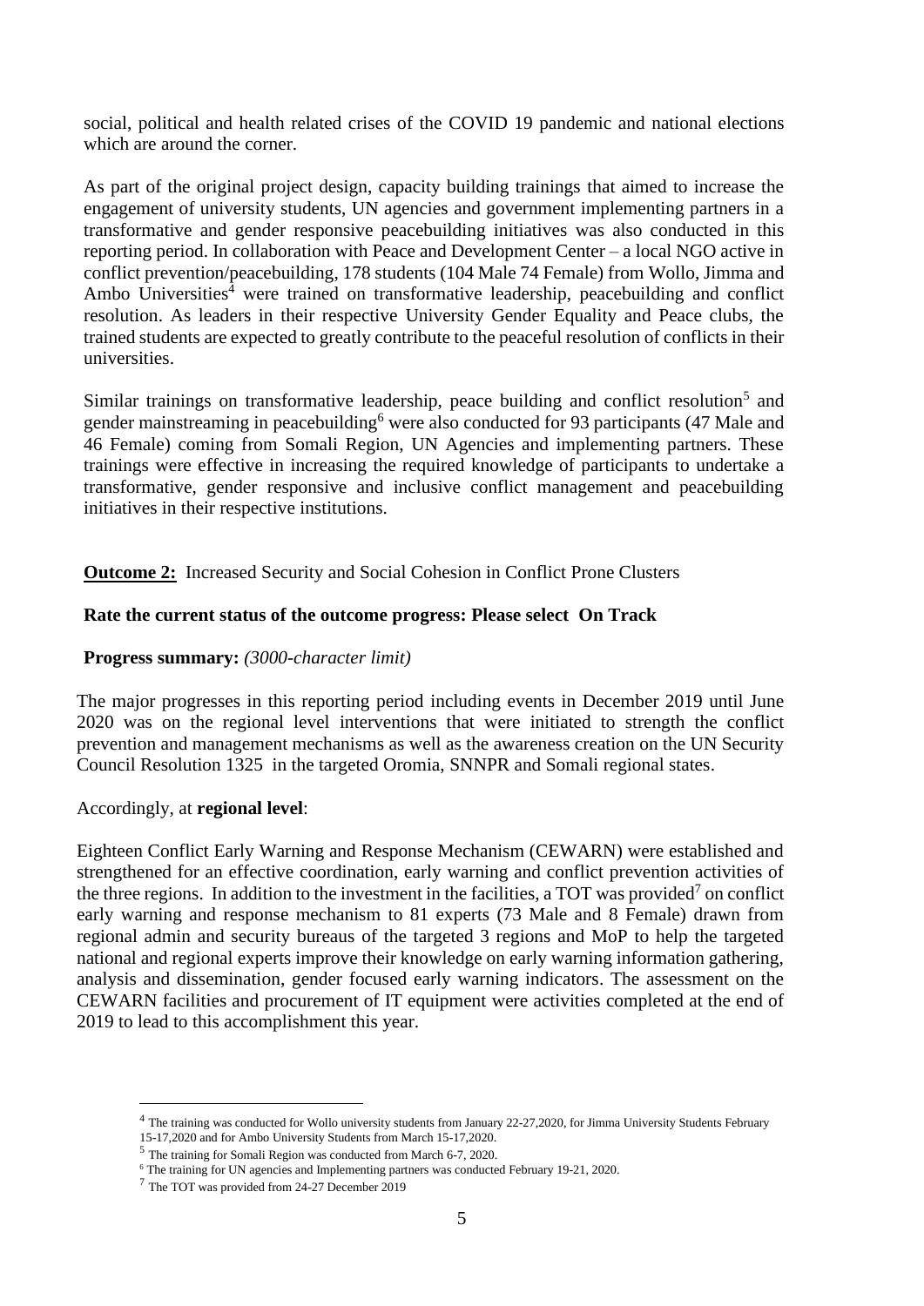social, political and health related crises of the COVID 19 pandemic and national elections which are around the corner.

As part of the original project design, capacity building trainings that aimed to increase the engagement of university students, UN agencies and government implementing partners in a transformative and gender responsive peacebuilding initiatives was also conducted in this reporting period. In collaboration with Peace and Development Center – a local NGO active in conflict prevention/peacebuilding, 178 students (104 Male 74 Female) from Wollo, Jimma and Ambo Universities[4] were trained on transformative leadership, peacebuilding and conflict resolution. As leaders in their respective University Gender Equality and Peace clubs, the trained students are expected to greatly contribute to the peaceful resolution of conflicts in their universities.

Similar trainings on transformative leadership, peace building and conflict resolution[5] and gender mainstreaming in peacebuilding[6] were also conducted for 93 participants (47 Male and 46 Female) coming from Somali Region, UN Agencies and implementing partners. These trainings were effective in increasing the required knowledge of participants to undertake a transformative, gender responsive and inclusive conflict management and peacebuilding initiatives in their respective institutions.

**Outcome 2:** Increased Security and Social Cohesion in Conflict Prone Clusters

**Rate the current status of the outcome progress: Please select On Track**

**Progress summary:** *(3000-character limit)*

The major progresses in this reporting period including events in December 2019 until June 2020 was on the regional level interventions that were initiated to strength the conflict prevention and management mechanisms as well as the awareness creation on the UN Security Council Resolution 1325 in the targeted Oromia, SNNPR and Somali regional states.

Accordingly, at **regional level**:

Eighteen Conflict Early Warning and Response Mechanism (CEWARN) were established and strengthened for an effective coordination, early warning and conflict prevention activities of the three regions. In addition to the investment in the facilities, a TOT was provided[7] on conflict early warning and response mechanism to 81 experts (73 Male and 8 Female) drawn from regional admin and security bureaus of the targeted 3 regions and MoP to help the targeted national and regional experts improve their knowledge on early warning information gathering, analysis and dissemination, gender focused early warning indicators. The assessment on the CEWARN facilities and procurement of IT equipment were activities completed at the end of 2019 to lead to this accomplishment this year.

---

[4] The training was conducted for Wollo university students from January 22-27,2020, for Jimma University Students February 15-17,2020 and for Ambo University Students from March 15-17,2020.

[5] The training for Somali Region was conducted from March 6-7, 2020.

[6] The training for UN agencies and Implementing partners was conducted February 19-21, 2020.

[7] The TOT was provided from 24-27 December 2019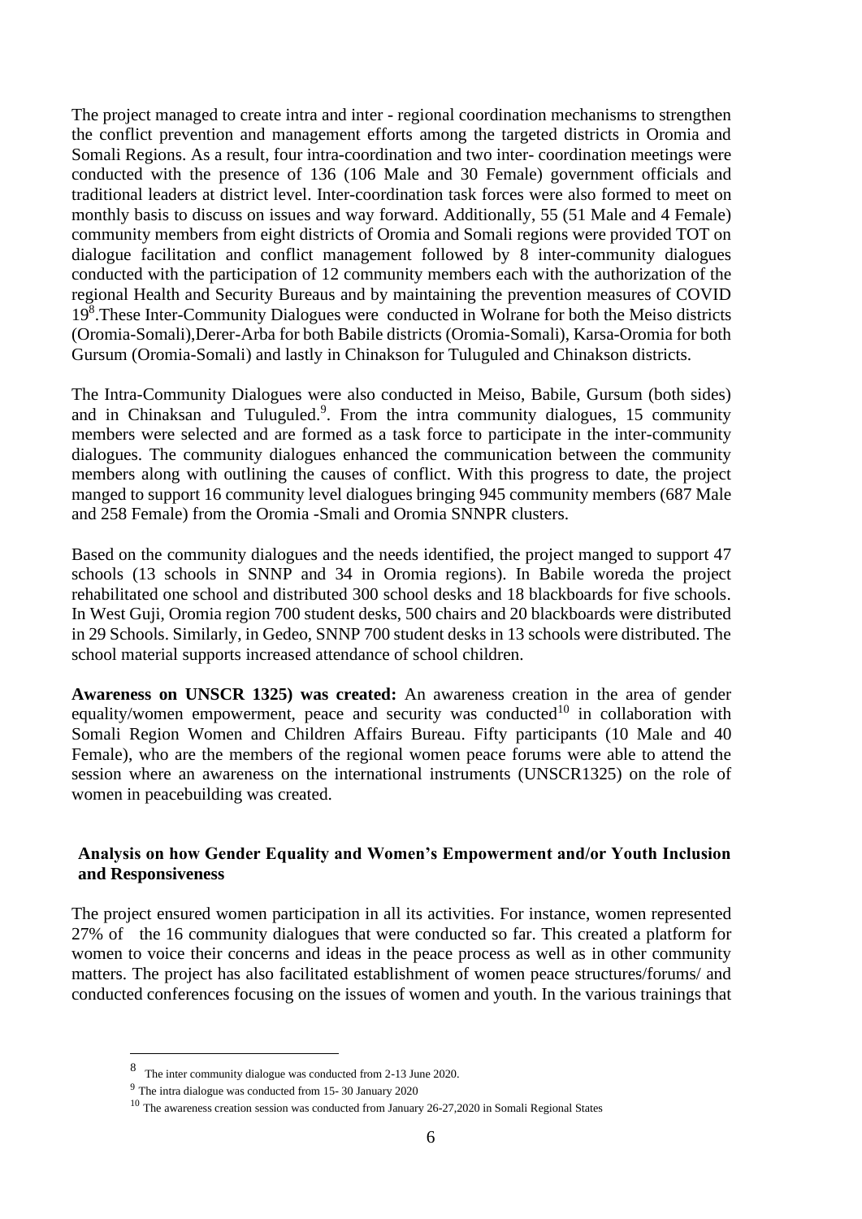The project managed to create intra and inter - regional coordination mechanisms to strengthen the conflict prevention and management efforts among the targeted districts in Oromia and Somali Regions. As a result, four intra-coordination and two inter- coordination meetings were conducted with the presence of 136 (106 Male and 30 Female) government officials and traditional leaders at district level. Inter-coordination task forces were also formed to meet on monthly basis to discuss on issues and way forward. Additionally, 55 (51 Male and 4 Female) community members from eight districts of Oromia and Somali regions were provided TOT on dialogue facilitation and conflict management followed by 8 inter-community dialogues conducted with the participation of 12 community members each with the authorization of the regional Health and Security Bureaus and by maintaining the prevention measures of COVID 19[8].These Inter-Community Dialogues were conducted in Wolrane for both the Meiso districts (Oromia-Somali),Derer-Arba for both Babile districts (Oromia-Somali), Karsa-Oromia for both Gursum (Oromia-Somali) and lastly in Chinakson for Tuluguled and Chinakson districts.

The Intra-Community Dialogues were also conducted in Meiso, Babile, Gursum (both sides) and in Chinaksan and Tuluguled.[9]. From the intra community dialogues, 15 community members were selected and are formed as a task force to participate in the inter-community dialogues. The community dialogues enhanced the communication between the community members along with outlining the causes of conflict. With this progress to date, the project manged to support 16 community level dialogues bringing 945 community members (687 Male and 258 Female) from the Oromia -Smali and Oromia SNNPR clusters.

Based on the community dialogues and the needs identified, the project manged to support 47 schools (13 schools in SNNP and 34 in Oromia regions). In Babile woreda the project rehabilitated one school and distributed 300 school desks and 18 blackboards for five schools. In West Guji, Oromia region 700 student desks, 500 chairs and 20 blackboards were distributed in 29 Schools. Similarly, in Gedeo, SNNP 700 student desks in 13 schools were distributed. The school material supports increased attendance of school children.

**Awareness on UNSCR 1325) was created:** An awareness creation in the area of gender equality/women empowerment, peace and security was conducted[10] in collaboration with Somali Region Women and Children Affairs Bureau. Fifty participants (10 Male and 40 Female), who are the members of the regional women peace forums were able to attend the session where an awareness on the international instruments (UNSCR1325) on the role of women in peacebuilding was created.

### Analysis on how Gender Equality and Women's Empowerment and/or Youth Inclusion and Responsiveness

The project ensured women participation in all its activities. For instance, women represented 27% of the 16 community dialogues that were conducted so far. This created a platform for women to voice their concerns and ideas in the peace process as well as in other community matters. The project has also facilitated establishment of women peace structures/forums/ and conducted conferences focusing on the issues of women and youth. In the various trainings that

---

[8] The inter community dialogue was conducted from 2-13 June 2020.

[9] The intra dialogue was conducted from 15- 30 January 2020

[10] The awareness creation session was conducted from January 26-27,2020 in Somali Regional States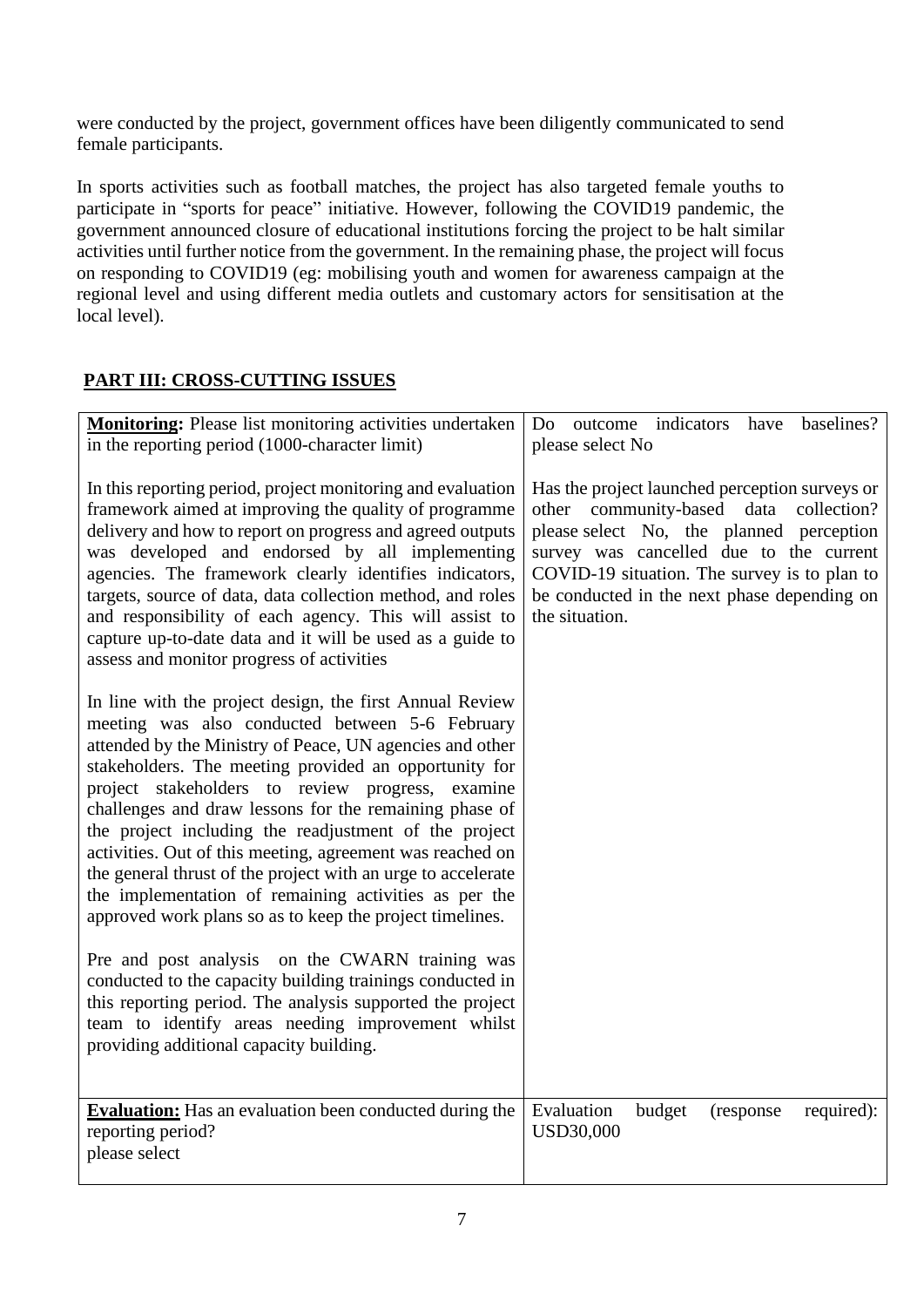were conducted by the project, government offices have been diligently communicated to send female participants.

In sports activities such as football matches, the project has also targeted female youths to participate in "sports for peace" initiative. However, following the COVID19 pandemic, the government announced closure of educational institutions forcing the project to be halt similar activities until further notice from the government. In the remaining phase, the project will focus on responding to COVID19 (eg: mobilising youth and women for awareness campaign at the regional level and using different media outlets and customary actors for sensitisation at the local level).

## PART III: CROSS-CUTTING ISSUES

| **Monitoring:** Please list monitoring activities undertaken in the reporting period (1000-character limit)<br><br>In this reporting period, project monitoring and evaluation framework aimed at improving the quality of programme delivery and how to report on progress and agreed outputs was developed and endorsed by all implementing agencies. The framework clearly identifies indicators, targets, source of data, data collection method, and roles and responsibility of each agency. This will assist to capture up-to-date data and it will be used as a guide to assess and monitor progress of activities<br><br>In line with the project design, the first Annual Review meeting was also conducted between 5-6 February attended by the Ministry of Peace, UN agencies and other stakeholders. The meeting provided an opportunity for project stakeholders to review progress, examine challenges and draw lessons for the remaining phase of the project including the readjustment of the project activities. Out of this meeting, agreement was reached on the general thrust of the project with an urge to accelerate the implementation of remaining activities as per the approved work plans so as to keep the project timelines.<br><br>Pre and post analysis on the CWARN training was conducted to the capacity building trainings conducted in this reporting period. The analysis supported the project team to identify areas needing improvement whilst providing additional capacity building. | Do outcome indicators have baselines? please select No<br><br>Has the project launched perception surveys or other community-based data collection? please select No, the planned perception survey was cancelled due to the current COVID-19 situation. The survey is to plan to be conducted in the next phase depending on the situation. |
|---|---|
| **Evaluation:** Has an evaluation been conducted during the reporting period?<br>please select | Evaluation budget (response required): USD30,000 |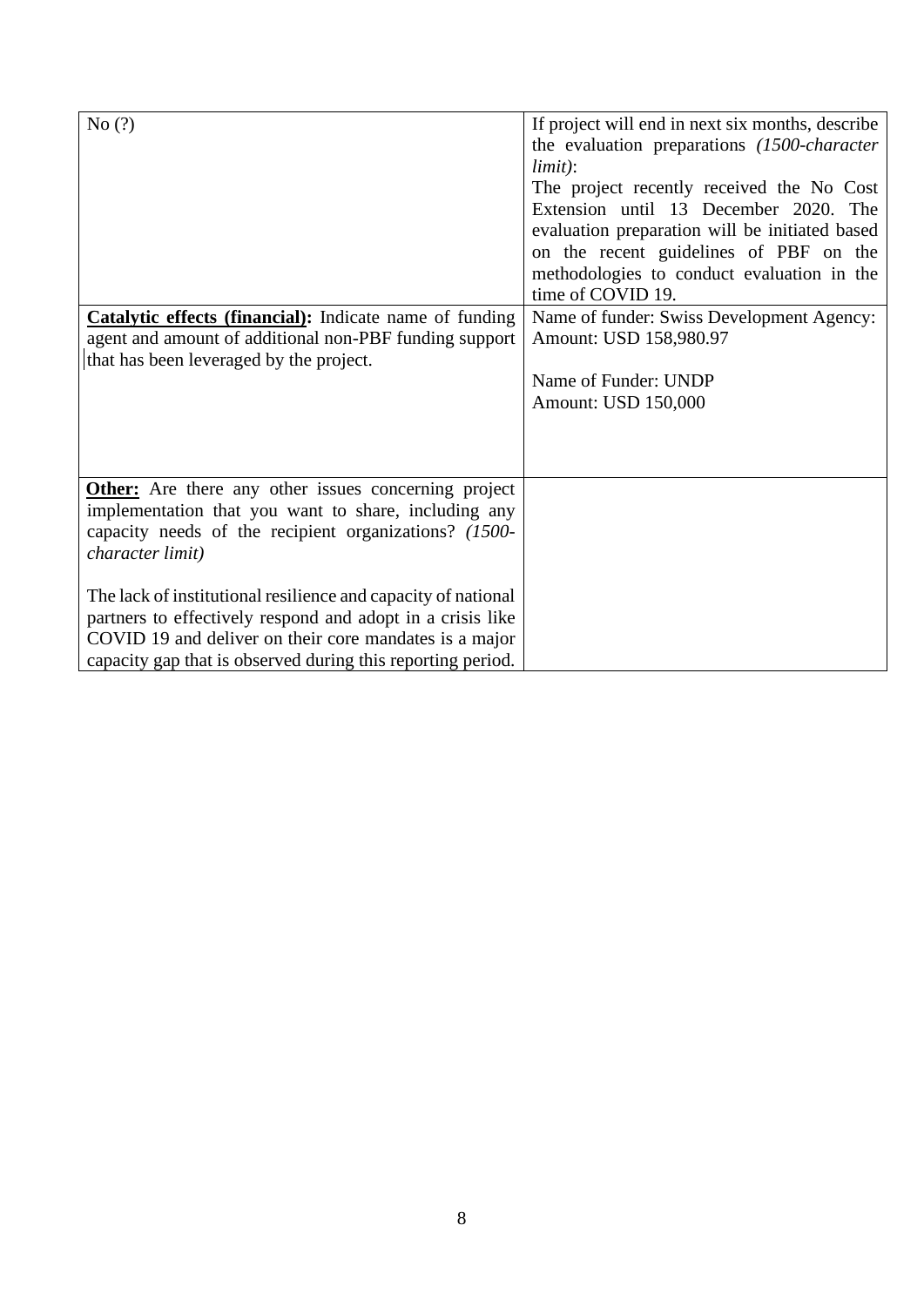| | |
|---|---|
| No (?) | If project will end in next six months, describe the evaluation preparations *(1500-character limit)*:<br>The project recently received the No Cost Extension until 13 December 2020. The evaluation preparation will be initiated based on the recent guidelines of PBF on the methodologies to conduct evaluation in the time of COVID 19. |
| **Catalytic effects (financial):** Indicate name of funding agent and amount of additional non-PBF funding support that has been leveraged by the project. | Name of funder: Swiss Development Agency:<br>Amount: USD 158,980.97<br><br>Name of Funder: UNDP<br>Amount: USD 150,000 |
| **Other:** Are there any other issues concerning project implementation that you want to share, including any capacity needs of the recipient organizations? *(1500-character limit)*<br><br>The lack of institutional resilience and capacity of national partners to effectively respond and adopt in a crisis like COVID 19 and deliver on their core mandates is a major capacity gap that is observed during this reporting period. | |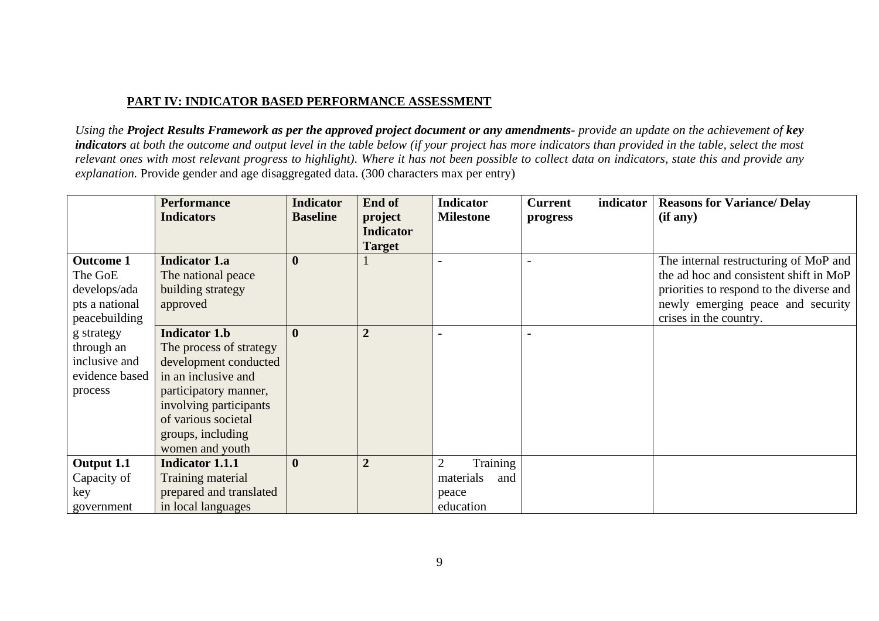## PART IV: INDICATOR BASED PERFORMANCE ASSESSMENT

*Using the **Project Results Framework as per the approved project document or any amendments**- provide an update on the achievement of **key indicators** at both the outcome and output level in the table below (if your project has more indicators than provided in the table, select the most relevant ones with most relevant progress to highlight). Where it has not been possible to collect data on indicators, state this and provide any explanation.* Provide gender and age disaggregated data. (300 characters max per entry)

| | Performance Indicators | Indicator Baseline | End of project Indicator Target | Indicator Milestone | Current indicator progress | Reasons for Variance/ Delay (if any) |
|---|---|---|---|---|---|---|
| **Outcome 1** The GoE develops/adapts a national peacebuilding strategy through an inclusive and evidence based process | **Indicator 1.a** The national peace building strategy approved | **0** | 1 | - | - | The internal restructuring of MoP and the ad hoc and consistent shift in MoP priorities to respond to the diverse and newly emerging peace and security crises in the country. |
| | **Indicator 1.b** The process of strategy development conducted in an inclusive and participatory manner, involving participants of various societal groups, including women and youth | **0** | **2** | - | - | |
| **Output 1.1** Capacity of key government | **Indicator 1.1.1** Training material prepared and translated in local languages | **0** | **2** | 2 Training materials and peace education | | |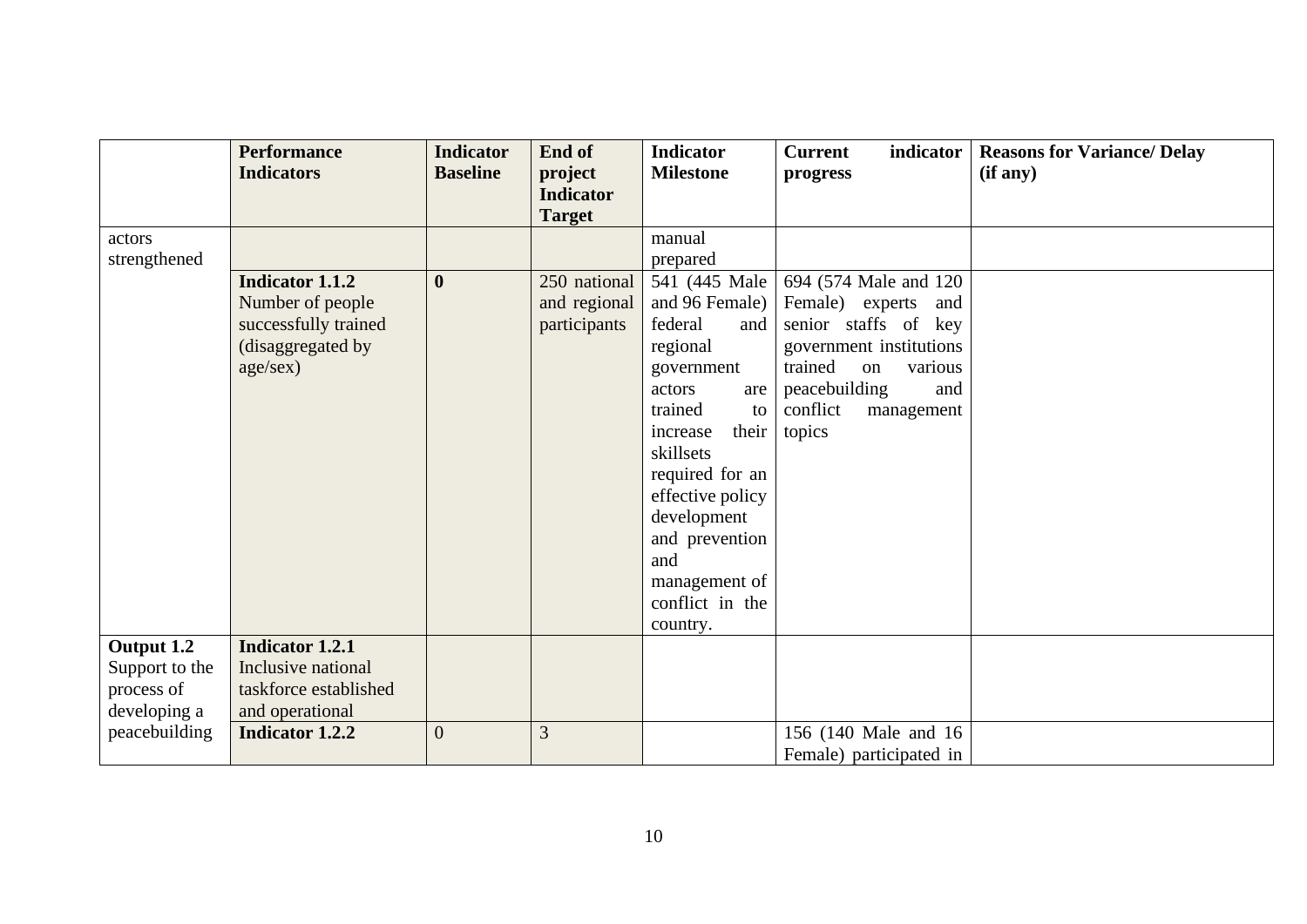| | Performance Indicators | Indicator Baseline | End of project Indicator Target | Indicator Milestone | Current indicator progress | Reasons for Variance/ Delay (if any) |
|---|---|---|---|---|---|---|
| actors strengthened | | | | manual prepared | | |
| | **Indicator 1.1.2** Number of people successfully trained (disaggregated by age/sex) | **0** | 250 national and regional participants | 541 (445 Male and 96 Female) federal and regional government actors are trained to increase their skillsets required for an effective policy development and prevention and management of conflict in the country. | 694 (574 Male and 120 Female) experts and senior staffs of key government institutions trained on various peacebuilding and conflict management topics | |
| **Output 1.2** Support to the process of developing a peacebuilding | **Indicator 1.2.1** Inclusive national taskforce established and operational | | | | | |
| | **Indicator 1.2.2** | 0 | 3 | | 156 (140 Male and 16 Female) participated in | |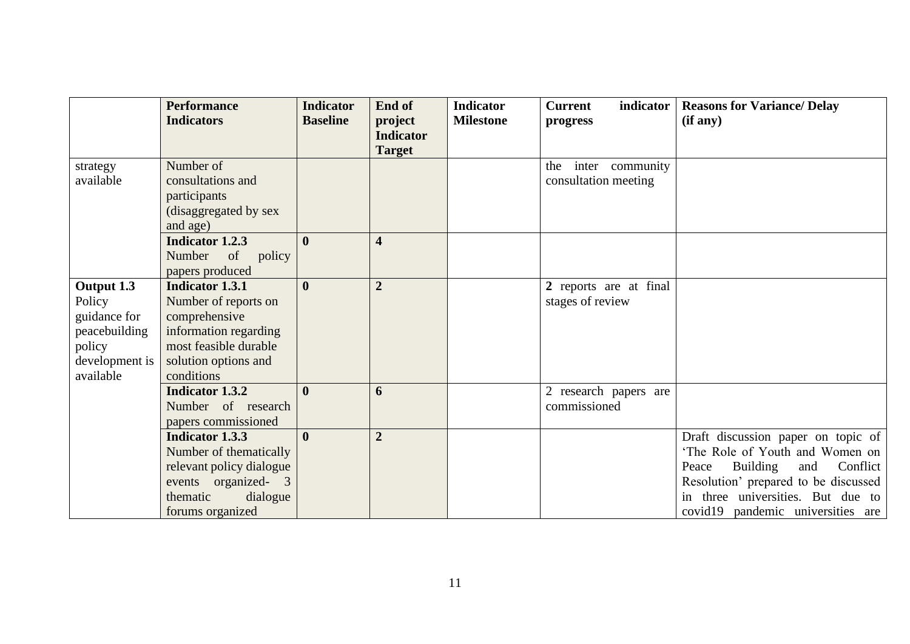| | Performance Indicators | Indicator Baseline | End of project Indicator Target | Indicator Milestone | Current indicator progress | Reasons for Variance/ Delay (if any) |
|---|---|---|---|---|---|---|
| strategy available | Number of consultations and participants (disaggregated by sex and age) | | | | the inter community consultation meeting | |
| | **Indicator 1.2.3** Number of policy papers produced | **0** | **4** | | | |
| **Output 1.3** Policy guidance for peacebuilding policy development is available | **Indicator 1.3.1** Number of reports on comprehensive information regarding most feasible durable solution options and conditions | **0** | **2** | | **2** reports are at final stages of review | |
| | **Indicator 1.3.2** Number of research papers commissioned | **0** | **6** | | 2 research papers are commissioned | |
| | **Indicator 1.3.3** Number of thematically relevant policy dialogue events organized- 3 thematic dialogue forums organized | **0** | **2** | | | Draft discussion paper on topic of 'The Role of Youth and Women on Peace Building and Conflict Resolution' prepared to be discussed in three universities. But due to covid19 pandemic universities are |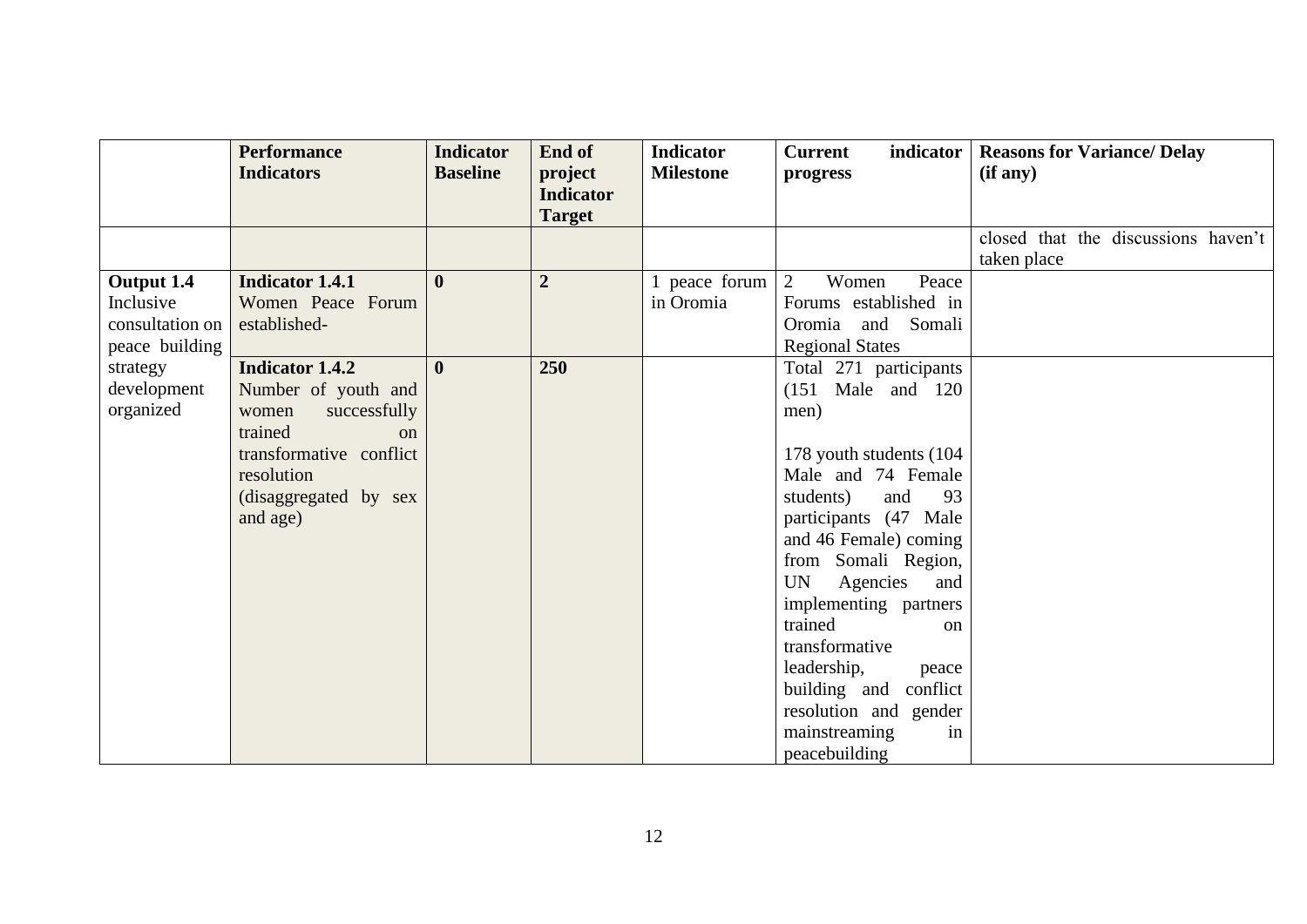| | Performance Indicators | Indicator Baseline | End of project Indicator Target | Indicator Milestone | Current indicator progress | Reasons for Variance/ Delay (if any) |
|---|---|---|---|---|---|---|
| | | | | | | closed that the discussions haven't taken place |
| **Output 1.4** Inclusive consultation on peace building strategy development organized | **Indicator 1.4.1** Women Peace Forum established- | **0** | **2** | 1 peace forum in Oromia | 2 Women Peace Forums established in Oromia and Somali Regional States | |
| | **Indicator 1.4.2** Number of youth and women successfully trained on transformative conflict resolution (disaggregated by sex and age) | **0** | **250** | | Total 271 participants (151 Male and 120 men)<br><br>178 youth students (104 Male and 74 Female students) and 93 participants (47 Male and 46 Female) coming from Somali Region, UN Agencies and implementing partners trained on transformative leadership, peace building and conflict resolution and gender mainstreaming in peacebuilding | |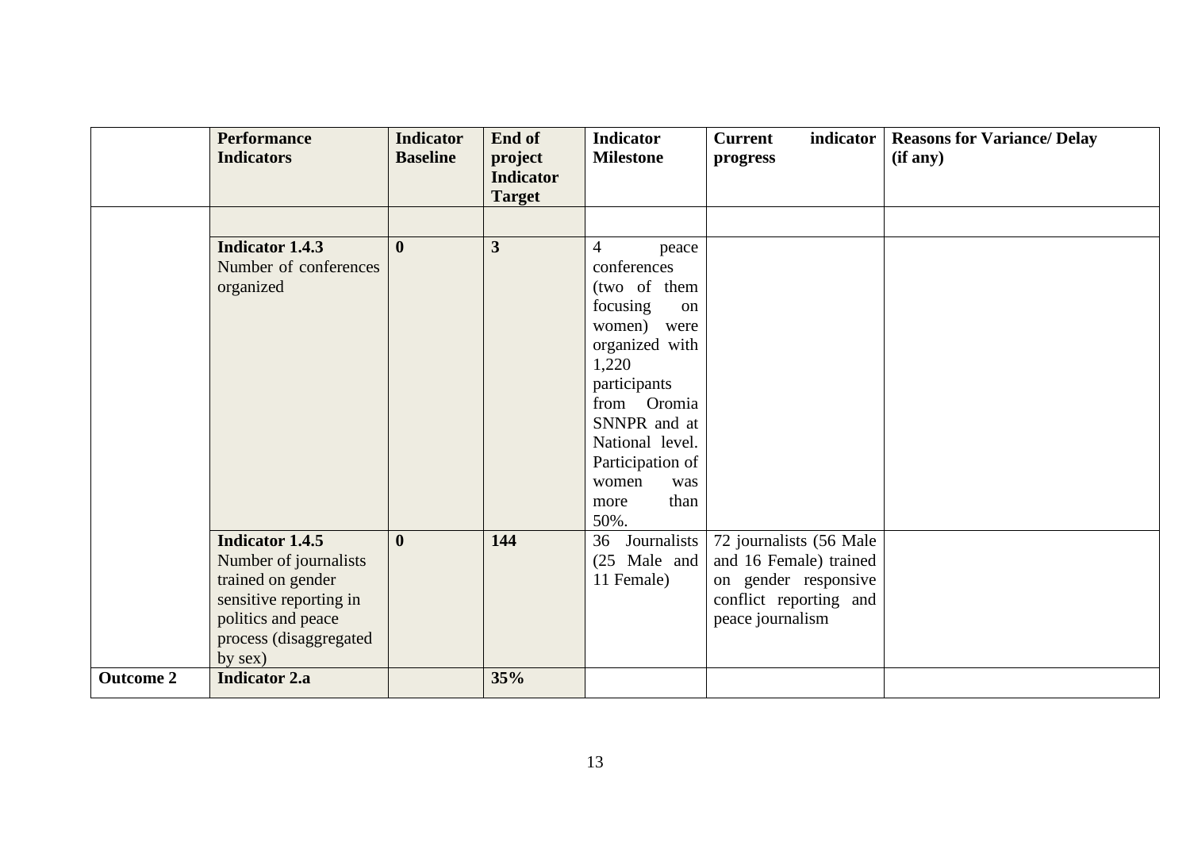| | Performance Indicators | Indicator Baseline | End of project Indicator Target | Indicator Milestone | Current indicator progress | Reasons for Variance/ Delay (if any) |
|---|---|---|---|---|---|---|
| | | | | | | |
| | **Indicator 1.4.3** Number of conferences organized | **0** | **3** | 4 peace conferences (two of them focusing on women) were organized with 1,220 participants from Oromia SNNPR and at National level. Participation of women was more than 50%. | | |
| | **Indicator 1.4.5** Number of journalists trained on gender sensitive reporting in politics and peace process (disaggregated by sex) | **0** | **144** | 36 Journalists (25 Male and 11 Female) | 72 journalists (56 Male and 16 Female) trained on gender responsive conflict reporting and peace journalism | |
| **Outcome 2** | **Indicator 2.a** | | **35%** | | | |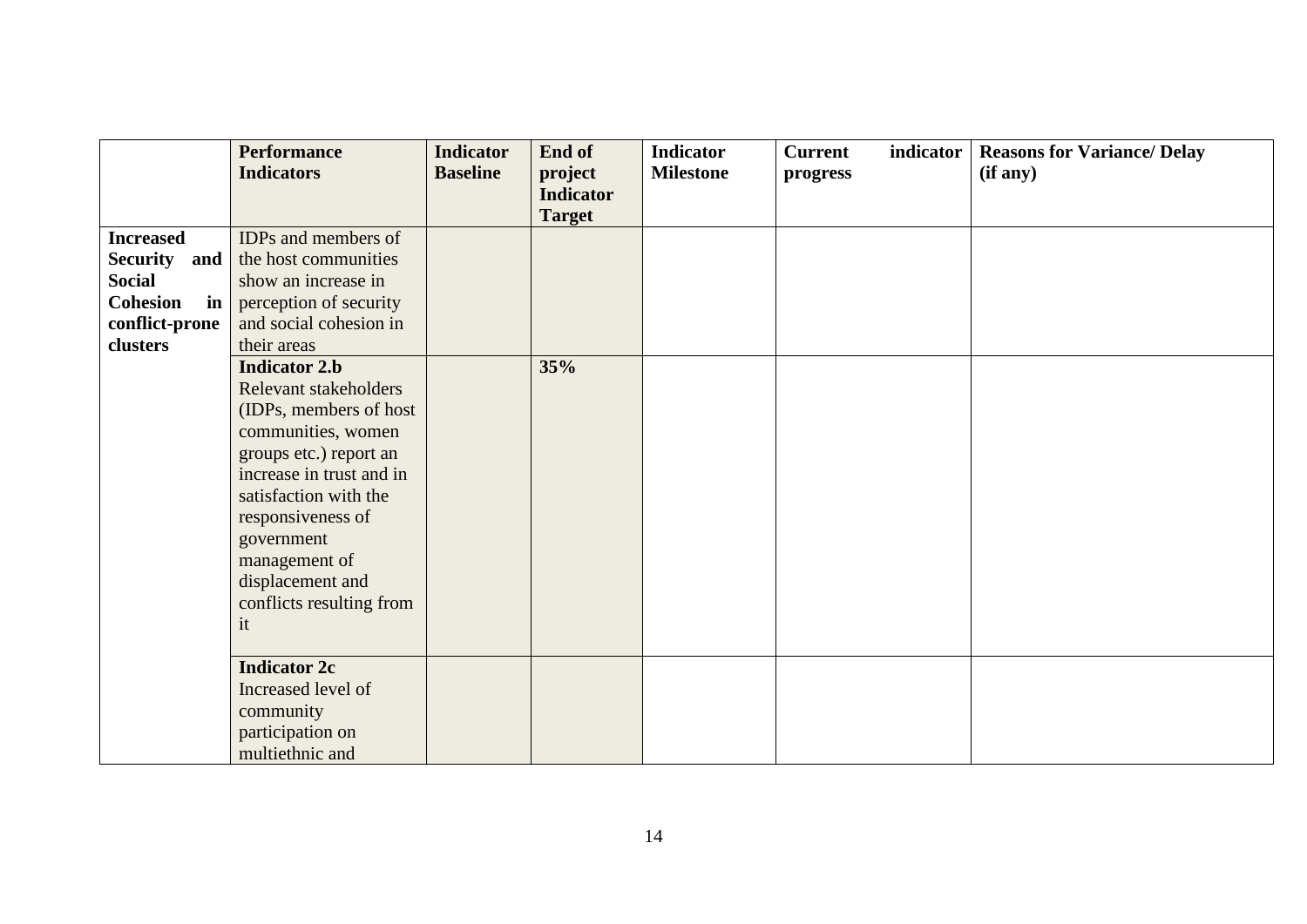| | Performance Indicators | Indicator Baseline | End of project Indicator Target | Indicator Milestone | Current indicator progress | Reasons for Variance/ Delay (if any) |
|---|---|---|---|---|---|---|
| **Increased Security and Social Cohesion in conflict-prone clusters** | IDPs and members of the host communities show an increase in perception of security and social cohesion in their areas | | | | | |
| | **Indicator 2.b** Relevant stakeholders (IDPs, members of host communities, women groups etc.) report an increase in trust and in satisfaction with the responsiveness of government management of displacement and conflicts resulting from it | | **35%** | | | |
| | **Indicator 2c** Increased level of community participation on multiethnic and | | | | | |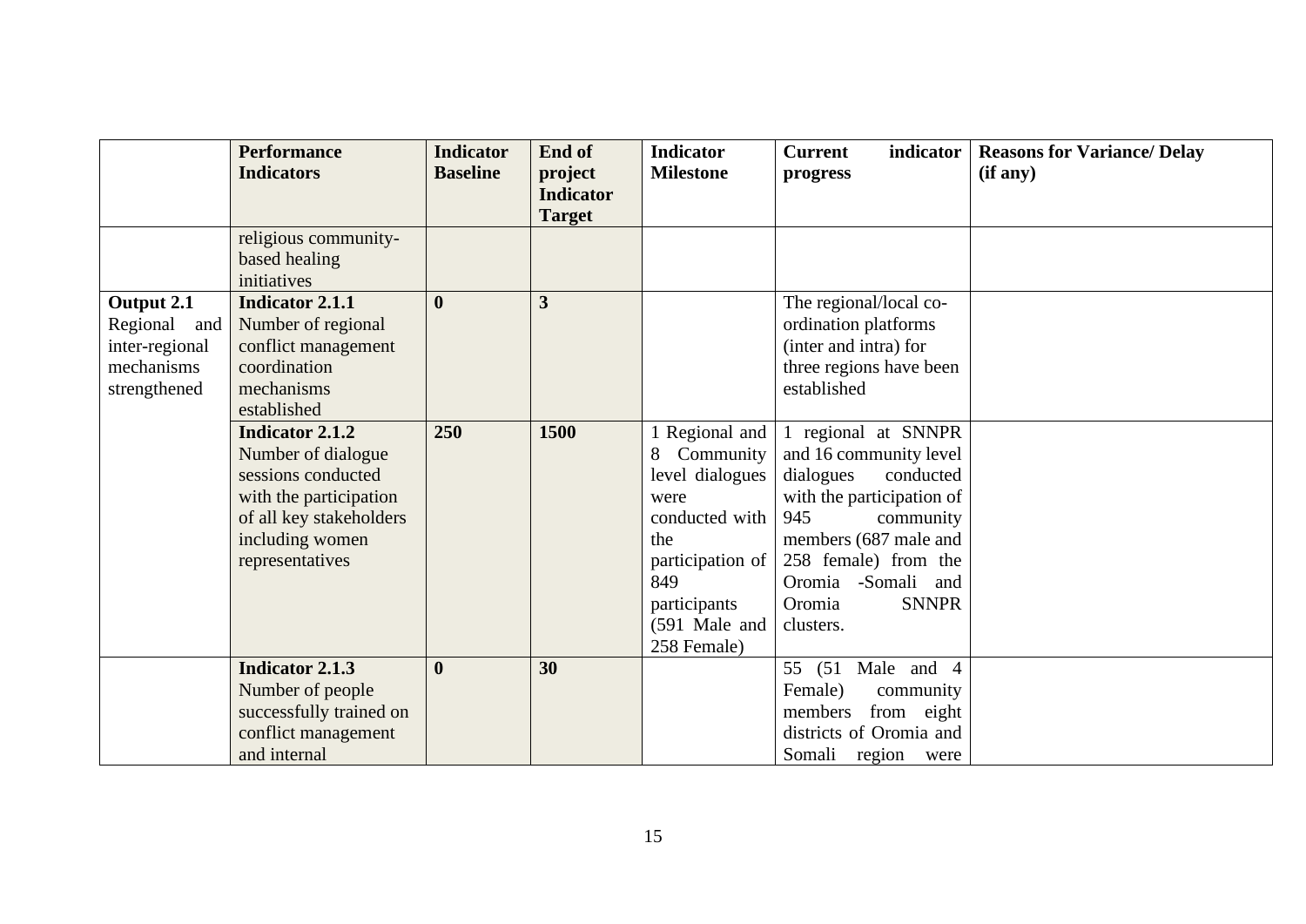| | Performance Indicators | Indicator Baseline | End of project Indicator Target | Indicator Milestone | Current indicator progress | Reasons for Variance/ Delay (if any) |
|---|---|---|---|---|---|---|
| | religious community-based healing initiatives | | | | | |
| **Output 2.1** Regional and inter-regional mechanisms strengthened | **Indicator 2.1.1** Number of regional conflict management coordination mechanisms established | **0** | **3** | | The regional/local co-ordination platforms (inter and intra) for three regions have been established | |
| | **Indicator 2.1.2** Number of dialogue sessions conducted with the participation of all key stakeholders including women representatives | **250** | **1500** | 1 Regional and 8 Community level dialogues were conducted with the participation of 849 participants (591 Male and 258 Female) | 1 regional at SNNPR and 16 community level dialogues conducted with the participation of 945 community members (687 male and 258 female) from the Oromia -Somali and Oromia SNNPR clusters. | |
| | **Indicator 2.1.3** Number of people successfully trained on conflict management and internal | **0** | **30** | | 55 (51 Male and 4 Female) community members from eight districts of Oromia and Somali region were | |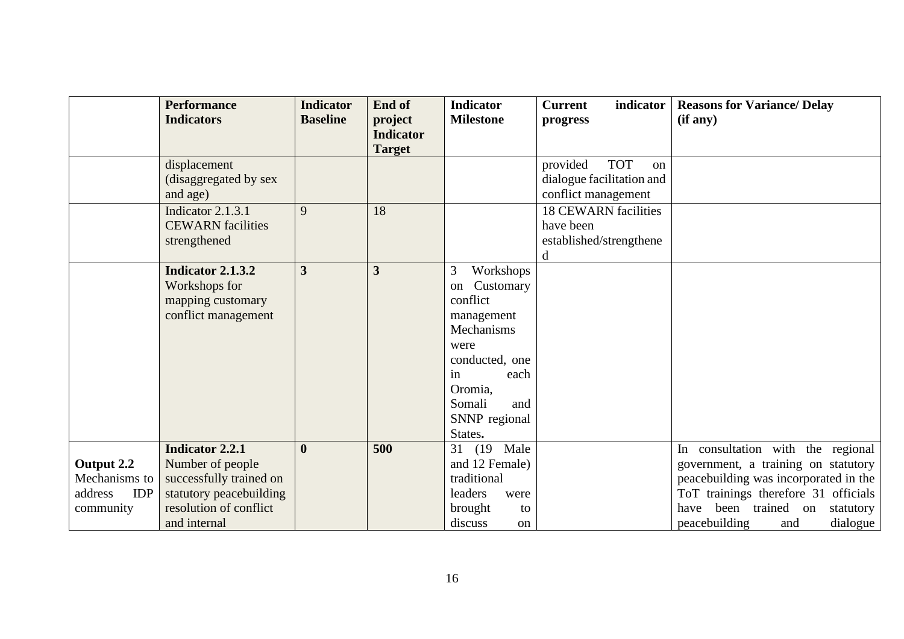| | Performance Indicators | Indicator Baseline | End of project Indicator Target | Indicator Milestone | Current indicator progress | Reasons for Variance/ Delay (if any) |
|---|---|---|---|---|---|---|
| | displacement (disaggregated by sex and age) | | | | provided TOT on dialogue facilitation and conflict management | |
| | Indicator 2.1.3.1 CEWARN facilities strengthened | 9 | 18 | | 18 CEWARN facilities have been established/strengthened | |
| | **Indicator 2.1.3.2** Workshops for mapping customary conflict management | **3** | **3** | 3 Workshops on Customary conflict management Mechanisms were conducted, one in each Oromia, Somali and SNNP regional States**.** | | |
| **Output 2.2** Mechanisms to address IDP community | **Indicator 2.2.1** Number of people successfully trained on statutory peacebuilding resolution of conflict and internal | **0** | **500** | 31 (19 Male and 12 Female) traditional leaders were brought to discuss on | | In consultation with the regional government, a training on statutory peacebuilding was incorporated in the ToT trainings therefore 31 officials have been trained on statutory peacebuilding and dialogue |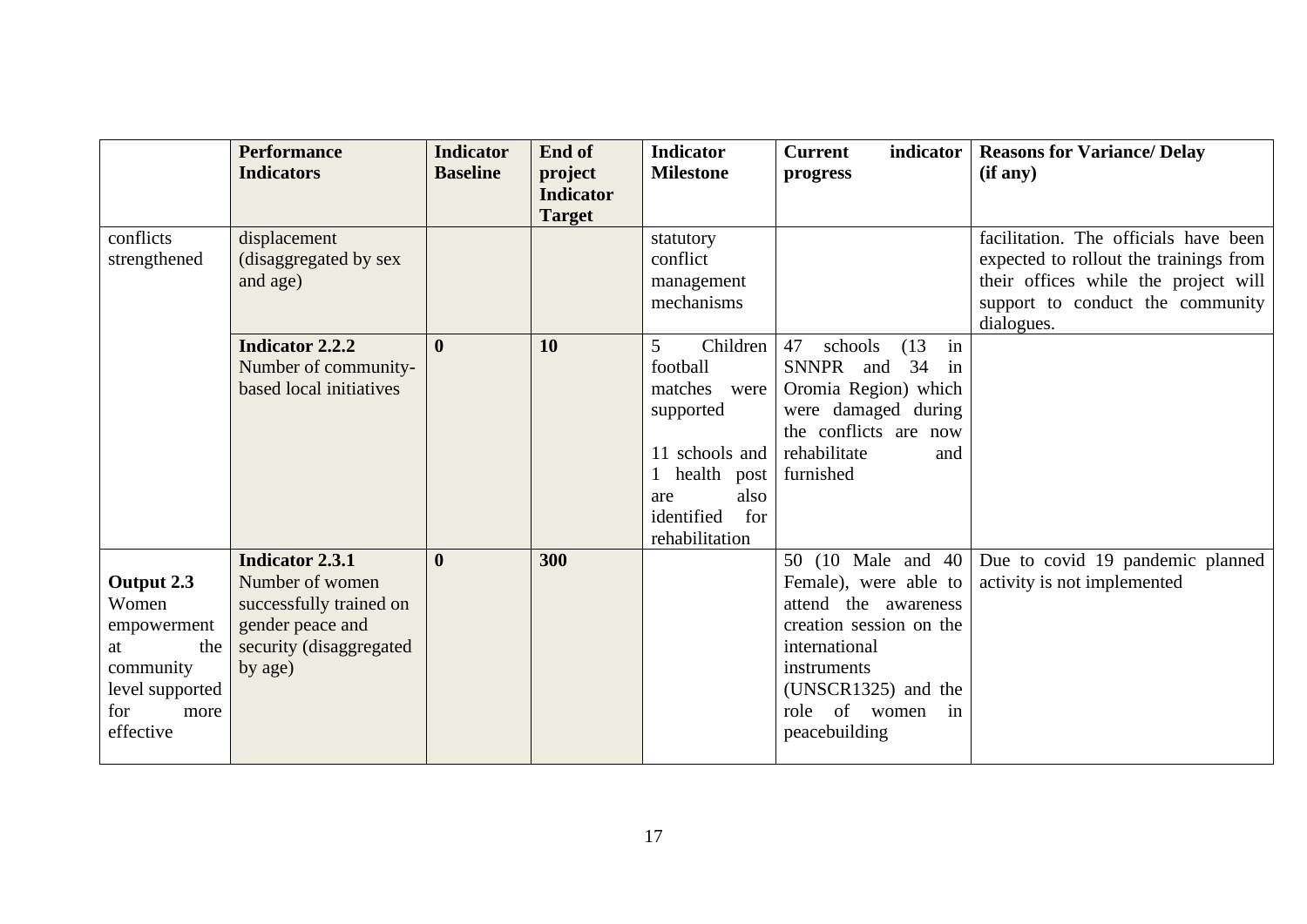|  | Performance Indicators | Indicator Baseline | End of project Indicator Target | Indicator Milestone | Current indicator progress | Reasons for Variance/ Delay (if any) |
|---|---|---|---|---|---|---|
| conflicts strengthened | displacement (disaggregated by sex and age) |  |  | statutory conflict management mechanisms |  | facilitation. The officials have been expected to rollout the trainings from their offices while the project will support to conduct the community dialogues. |
|  | **Indicator 2.2.2** Number of community-based local initiatives | **0** | **10** | 5 Children football matches were supported<br><br>11 schools and 1 health post are also identified for rehabilitation | 47 schools (13 in SNNPR and 34 in Oromia Region) which were damaged during the conflicts are now rehabilitate and furnished |  |
| **Output 2.3** Women empowerment at the community level supported for more effective | **Indicator 2.3.1** Number of women successfully trained on gender peace and security (disaggregated by age) | **0** | **300** |  | 50 (10 Male and 40 Female), were able to attend the awareness creation session on the international instruments (UNSCR1325) and the role of women in peacebuilding | Due to covid 19 pandemic planned activity is not implemented |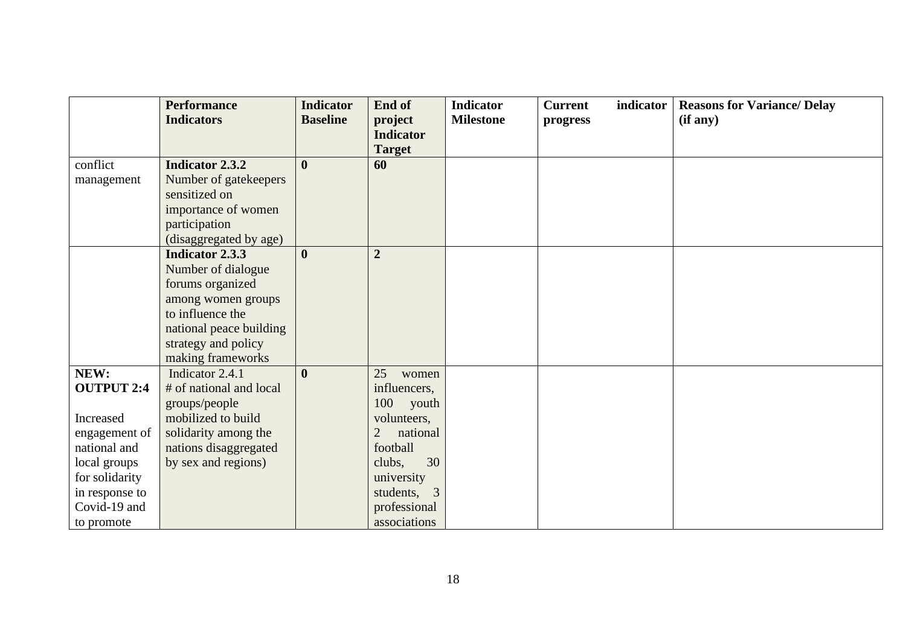| | Performance Indicators | Indicator Baseline | End of project Indicator Target | Indicator Milestone | Current indicator progress | Reasons for Variance/ Delay (if any) |
|---|---|---|---|---|---|---|
| conflict management | **Indicator 2.3.2** Number of gatekeepers sensitized on importance of women participation (disaggregated by age) | **0** | **60** | | | |
| | **Indicator 2.3.3** Number of dialogue forums organized among women groups to influence the national peace building strategy and policy making frameworks | **0** | **2** | | | |
| **NEW: OUTPUT 2:4** Increased engagement of national and local groups for solidarity in response to Covid-19 and to promote | Indicator 2.4.1 # of national and local groups/people mobilized to build solidarity among the nations disaggregated by sex and regions) | **0** | 25 women influencers, 100 youth volunteers, 2 national football clubs, 30 university students, 3 professional associations | | | |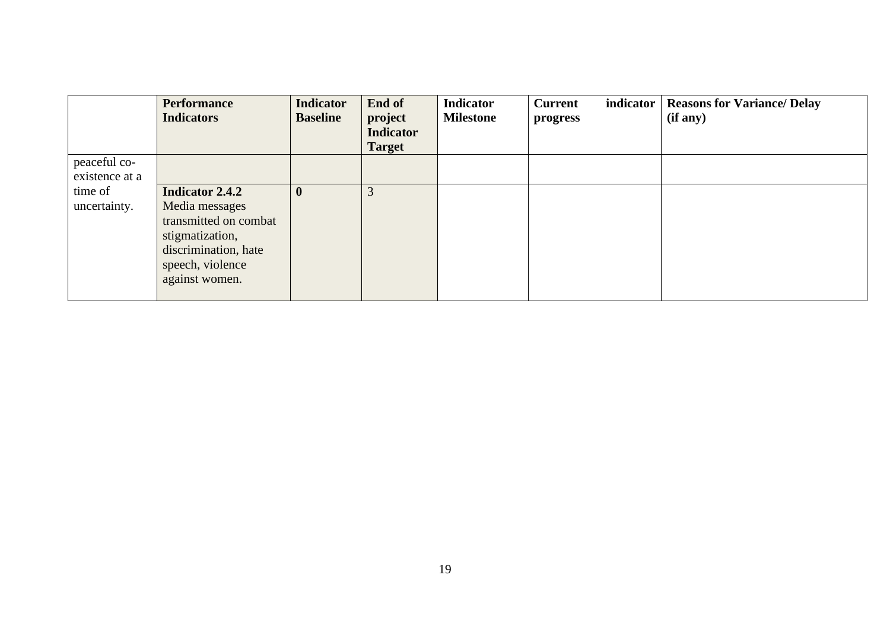| | Performance Indicators | Indicator Baseline | End of project Indicator Target | Indicator Milestone | Current indicator progress | Reasons for Variance/ Delay (if any) |
|---|---|---|---|---|---|---|
| peaceful co-existence at a time of uncertainty. | | | | | | |
| | **Indicator 2.4.2** Media messages transmitted on combat stigmatization, discrimination, hate speech, violence against women. | **0** | 3 | | | |